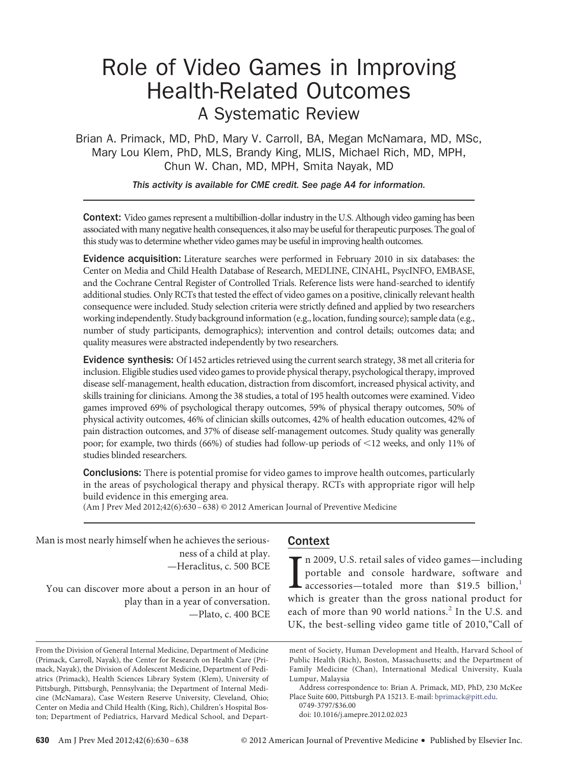# Role of Video Games in Improving Health-Related Outcomes

## A Systematic Review

Brian A. Primack, MD, PhD, Mary V. Carroll, BA, Megan McNamara, MD, MSc, Mary Lou Klem, PhD, MLS, Brandy King, MLIS, Michael Rich, MD, MPH, Chun W. Chan, MD, MPH, Smita Nayak, MD

*This activity is available for CME credit. See page A4 for information.*

**Context:** Video games represent a multibillion-dollar industry in the U.S. Although video gaming has been associated with many negative health consequences, it also may be useful for therapeutic purposes. The goal of this study was to determine whether video games may be useful in improving health outcomes.

**Evidence acquisition:** Literature searches were performed in February 2010 in six databases: the Center on Media and Child Health Database of Research, MEDLINE, CINAHL, PsycINFO, EMBASE, and the Cochrane Central Register of Controlled Trials. Reference lists were hand-searched to identify additional studies. Only RCTs that tested the effect of video games on a positive, clinically relevant health consequence were included. Study selection criteria were strictly defined and applied by two researchers working independently. Study background information (e.g., location, funding source); sample data (e.g., number of study participants, demographics); intervention and control details; outcomes data; and quality measures were abstracted independently by two researchers.

**Evidence synthesis:** Of 1452 articles retrieved using the current search strategy, 38 met all criteria for inclusion. Eligible studies used video games to provide physical therapy, psychological therapy, improved disease self-management, health education, distraction from discomfort, increased physical activity, and skills training for clinicians. Among the 38 studies, a total of 195 health outcomes were examined. Video games improved 69% of psychological therapy outcomes, 59% of physical therapy outcomes, 50% of physical activity outcomes, 46% of clinician skills outcomes, 42% of health education outcomes, 42% of pain distraction outcomes, and 37% of disease self-management outcomes. Study quality was generally poor; for example, two thirds (66%) of studies had follow-up periods of <12 weeks, and only 11% of studies blinded researchers.

**Conclusions:** There is potential promise for video games to improve health outcomes, particularly in the areas of psychological therapy and physical therapy. RCTs with appropriate rigor will help build evidence in this emerging area.

(Am J Prev Med 2012;42(6):630–638) © 2012 American Journal of Preventive Medicine

Man is most nearly himself when he achieves the seriousness of a child at play.
—Heraclitus, c. 500 BCE

You can discover more about a person in an hour of play than in a year of conversation.
—Plato, c. 400 BCE

## Context

In 2009, U.S. retail sales of video games—including portable and console hardware, software and accessories—totaled more than $19.5 billion,[1] which is greater than the gross national product for each of more than 90 world nations.[2] In the U.S. and UK, the best-selling video game title of 2010,"Call of

From the Division of General Internal Medicine, Department of Medicine (Primack, Carroll, Nayak), the Center for Research on Health Care (Primack, Nayak), the Division of Adolescent Medicine, Department of Pediatrics (Primack), Health Sciences Library System (Klem), University of Pittsburgh, Pittsburgh, Pennsylvania; the Department of Internal Medicine (McNamara), Case Western Reserve University, Cleveland, Ohio; Center on Media and Child Health (King, Rich), Children's Hospital Boston; Department of Pediatrics, Harvard Medical School, and Department of Society, Human Development and Health, Harvard School of Public Health (Rich), Boston, Massachusetts; and the Department of Family Medicine (Chan), International Medical University, Kuala Lumpur, Malaysia

Address correspondence to: Brian A. Primack, MD, PhD, 230 McKee Place Suite 600, Pittsburgh PA 15213. E-mail: bprimack@pitt.edu.

0749-3797/$36.00

doi: 10.1016/j.amepre.2012.02.023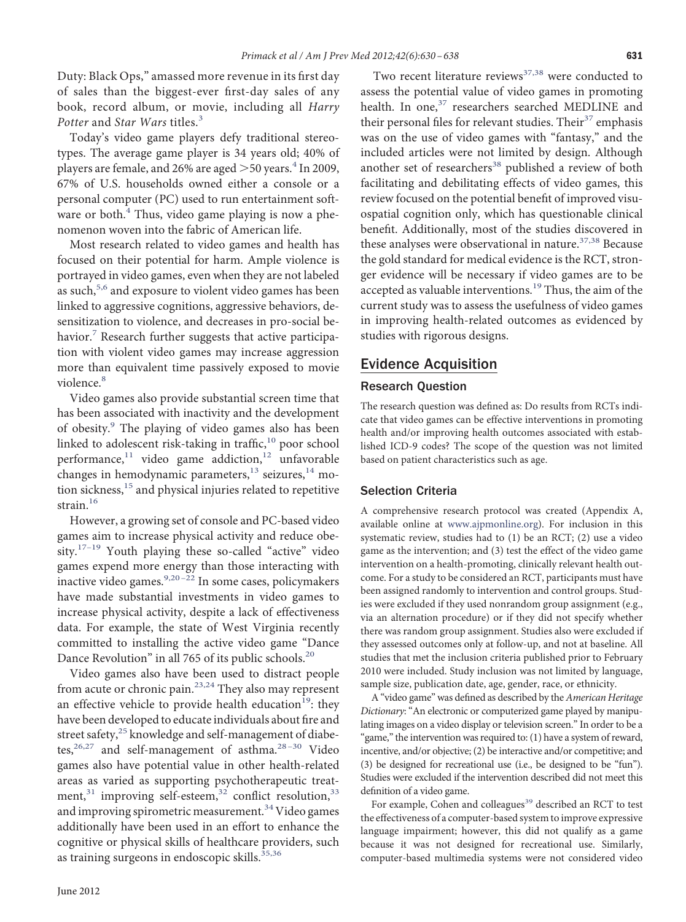Duty: Black Ops," amassed more revenue in its first day of sales than the biggest-ever first-day sales of any book, record album, or movie, including all *Harry Potter* and *Star Wars* titles.[3]

Today's video game players defy traditional stereotypes. The average game player is 34 years old; 40% of players are female, and 26% are aged >50 years.[4] In 2009, 67% of U.S. households owned either a console or a personal computer (PC) used to run entertainment software or both.[4] Thus, video game playing is now a phenomenon woven into the fabric of American life.

Most research related to video games and health has focused on their potential for harm. Ample violence is portrayed in video games, even when they are not labeled as such,[5,6] and exposure to violent video games has been linked to aggressive cognitions, aggressive behaviors, desensitization to violence, and decreases in pro-social behavior.[7] Research further suggests that active participation with violent video games may increase aggression more than equivalent time passively exposed to movie violence.[8]

Video games also provide substantial screen time that has been associated with inactivity and the development of obesity.[9] The playing of video games also has been linked to adolescent risk-taking in traffic,[10] poor school performance,[11] video game addiction,[12] unfavorable changes in hemodynamic parameters,[13] seizures,[14] motion sickness,[15] and physical injuries related to repetitive strain.[16]

However, a growing set of console and PC-based video games aim to increase physical activity and reduce obesity.[17–19] Youth playing these so-called "active" video games expend more energy than those interacting with inactive video games.[9,20–22] In some cases, policymakers have made substantial investments in video games to increase physical activity, despite a lack of effectiveness data. For example, the state of West Virginia recently committed to installing the active video game "Dance Dance Revolution" in all 765 of its public schools.[20]

Video games also have been used to distract people from acute or chronic pain.[23,24] They also may represent an effective vehicle to provide health education[19]: they have been developed to educate individuals about fire and street safety,[25] knowledge and self-management of diabetes,[26,27] and self-management of asthma.[28–30] Video games also have potential value in other health-related areas as varied as supporting psychotherapeutic treatment,[31] improving self-esteem,[32] conflict resolution,[33] and improving spirometric measurement.[34] Video games additionally have been used in an effort to enhance the cognitive or physical skills of healthcare providers, such as training surgeons in endoscopic skills.[35,36]

Two recent literature reviews[37,38] were conducted to assess the potential value of video games in promoting health. In one,[37] researchers searched MEDLINE and their personal files for relevant studies. Their[37] emphasis was on the use of video games with "fantasy," and the included articles were not limited by design. Although another set of researchers[38] published a review of both facilitating and debilitating effects of video games, this review focused on the potential benefit of improved visuospatial cognition only, which has questionable clinical benefit. Additionally, most of the studies discovered in these analyses were observational in nature.[37,38] Because the gold standard for medical evidence is the RCT, stronger evidence will be necessary if video games are to be accepted as valuable interventions.[19] Thus, the aim of the current study was to assess the usefulness of video games in improving health-related outcomes as evidenced by studies with rigorous designs.

## Evidence Acquisition

### Research Question

The research question was defined as: Do results from RCTs indicate that video games can be effective interventions in promoting health and/or improving health outcomes associated with established ICD-9 codes? The scope of the question was not limited based on patient characteristics such as age.

### Selection Criteria

A comprehensive research protocol was created (Appendix A, available online at www.ajpmonline.org). For inclusion in this systematic review, studies had to (1) be an RCT; (2) use a video game as the intervention; and (3) test the effect of the video game intervention on a health-promoting, clinically relevant health outcome. For a study to be considered an RCT, participants must have been assigned randomly to intervention and control groups. Studies were excluded if they used nonrandom group assignment (e.g., via an alternation procedure) or if they did not specify whether there was random group assignment. Studies also were excluded if they assessed outcomes only at follow-up, and not at baseline. All studies that met the inclusion criteria published prior to February 2010 were included. Study inclusion was not limited by language, sample size, publication date, age, gender, race, or ethnicity.

A "video game" was defined as described by the *American Heritage Dictionary*: "An electronic or computerized game played by manipulating images on a video display or television screen." In order to be a "game," the intervention was required to: (1) have a system of reward, incentive, and/or objective; (2) be interactive and/or competitive; and (3) be designed for recreational use (i.e., be designed to be "fun"). Studies were excluded if the intervention described did not meet this definition of a video game.

For example, Cohen and colleagues[39] described an RCT to test the effectiveness of a computer-based system to improve expressive language impairment; however, this did not qualify as a game because it was not designed for recreational use. Similarly, computer-based multimedia systems were not considered video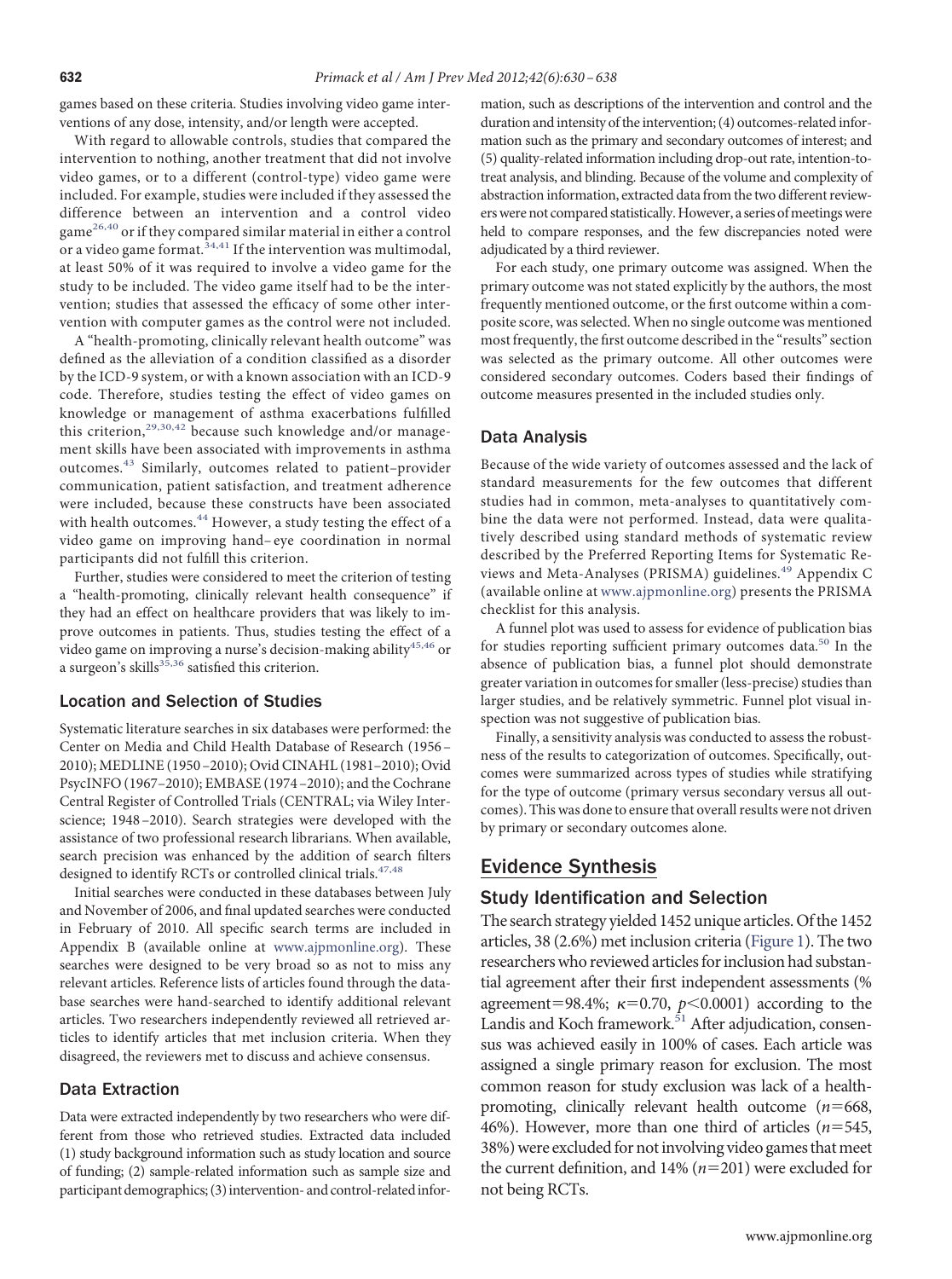games based on these criteria. Studies involving video game interventions of any dose, intensity, and/or length were accepted.

With regard to allowable controls, studies that compared the intervention to nothing, another treatment that did not involve video games, or to a different (control-type) video game were included. For example, studies were included if they assessed the difference between an intervention and a control video game[26,40] or if they compared similar material in either a control or a video game format.[34,41] If the intervention was multimodal, at least 50% of it was required to involve a video game for the study to be included. The video game itself had to be the intervention; studies that assessed the efficacy of some other intervention with computer games as the control were not included.

A "health-promoting, clinically relevant health outcome" was defined as the alleviation of a condition classified as a disorder by the ICD-9 system, or with a known association with an ICD-9 code. Therefore, studies testing the effect of video games on knowledge or management of asthma exacerbations fulfilled this criterion,[29,30,42] because such knowledge and/or management skills have been associated with improvements in asthma outcomes.[43] Similarly, outcomes related to patient–provider communication, patient satisfaction, and treatment adherence were included, because these constructs have been associated with health outcomes.[44] However, a study testing the effect of a video game on improving hand–eye coordination in normal participants did not fulfill this criterion.

Further, studies were considered to meet the criterion of testing a "health-promoting, clinically relevant health consequence" if they had an effect on healthcare providers that was likely to improve outcomes in patients. Thus, studies testing the effect of a video game on improving a nurse's decision-making ability[45,46] or a surgeon's skills[35,36] satisfied this criterion.

### Location and Selection of Studies

Systematic literature searches in six databases were performed: the Center on Media and Child Health Database of Research (1956–2010); MEDLINE (1950–2010); Ovid CINAHL (1981–2010); Ovid PsycINFO (1967–2010); EMBASE (1974–2010); and the Cochrane Central Register of Controlled Trials (CENTRAL; via Wiley Interscience; 1948–2010). Search strategies were developed with the assistance of two professional research librarians. When available, search precision was enhanced by the addition of search filters designed to identify RCTs or controlled clinical trials.[47,48]

Initial searches were conducted in these databases between July and November of 2006, and final updated searches were conducted in February of 2010. All specific search terms are included in Appendix B (available online at www.ajpmonline.org). These searches were designed to be very broad so as not to miss any relevant articles. Reference lists of articles found through the database searches were hand-searched to identify additional relevant articles. Two researchers independently reviewed all retrieved articles to identify articles that met inclusion criteria. When they disagreed, the reviewers met to discuss and achieve consensus.

### Data Extraction

Data were extracted independently by two researchers who were different from those who retrieved studies. Extracted data included (1) study background information such as study location and source of funding; (2) sample-related information such as sample size and participant demographics; (3) intervention- and control-related information, such as descriptions of the intervention and control and the duration and intensity of the intervention; (4) outcomes-related information such as the primary and secondary outcomes of interest; and (5) quality-related information including drop-out rate, intention-to-treat analysis, and blinding. Because of the volume and complexity of abstraction information, extracted data from the two different reviewers were not compared statistically. However, a series of meetings were held to compare responses, and the few discrepancies noted were adjudicated by a third reviewer.

For each study, one primary outcome was assigned. When the primary outcome was not stated explicitly by the authors, the most frequently mentioned outcome, or the first outcome within a composite score, was selected. When no single outcome was mentioned most frequently, the first outcome described in the "results" section was selected as the primary outcome. All other outcomes were considered secondary outcomes. Coders based their findings of outcome measures presented in the included studies only.

### Data Analysis

Because of the wide variety of outcomes assessed and the lack of standard measurements for the few outcomes that different studies had in common, meta-analyses to quantitatively combine the data were not performed. Instead, data were qualitatively described using standard methods of systematic review described by the Preferred Reporting Items for Systematic Reviews and Meta-Analyses (PRISMA) guidelines.[49] Appendix C (available online at www.ajpmonline.org) presents the PRISMA checklist for this analysis.

A funnel plot was used to assess for evidence of publication bias for studies reporting sufficient primary outcomes data.[50] In the absence of publication bias, a funnel plot should demonstrate greater variation in outcomes for smaller (less-precise) studies than larger studies, and be relatively symmetric. Funnel plot visual inspection was not suggestive of publication bias.

Finally, a sensitivity analysis was conducted to assess the robustness of the results to categorization of outcomes. Specifically, outcomes were summarized across types of studies while stratifying for the type of outcome (primary versus secondary versus all outcomes). This was done to ensure that overall results were not driven by primary or secondary outcomes alone.

## Evidence Synthesis

### Study Identification and Selection

The search strategy yielded 1452 unique articles. Of the 1452 articles, 38 (2.6%) met inclusion criteria (Figure 1). The two researchers who reviewed articles for inclusion had substantial agreement after their first independent assessments (% agreement=98.4%; $\kappa$=0.70, $p<0.0001$) according to the Landis and Koch framework.[51] After adjudication, consensus was achieved easily in 100% of cases. Each article was assigned a single primary reason for exclusion. The most common reason for study exclusion was lack of a health-promoting, clinically relevant health outcome ($n$=668, 46%). However, more than one third of articles ($n$=545, 38%) were excluded for not involving video games that meet the current definition, and 14% ($n$=201) were excluded for not being RCTs.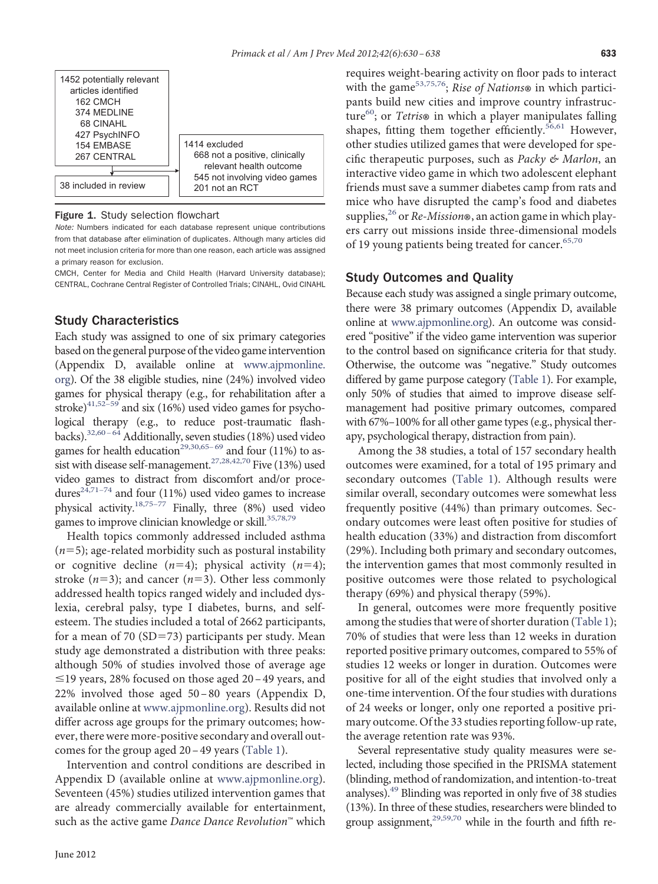1452 potentially relevant articles identified
- 162 CMCH
- 374 MEDLINE
- 68 CINAHL
- 427 PsychINFO
- 154 EMBASE
- 267 CENTRAL

1414 excluded
- 668 not a positive, clinically relevant health outcome
- 545 not involving video games
- 201 not an RCT

38 included in review

**Figure 1.** Study selection flowchart

*Note:* Numbers indicated for each database represent unique contributions from that database after elimination of duplicates. Although many articles did not meet inclusion criteria for more than one reason, each article was assigned a primary reason for exclusion.

CMCH, Center for Media and Child Health (Harvard University database); CENTRAL, Cochrane Central Register of Controlled Trials; CINAHL, Ovid CINAHL

## Study Characteristics

Each study was assigned to one of six primary categories based on the general purpose of the video game intervention (Appendix D, available online at www.ajpmonline.org). Of the 38 eligible studies, nine (24%) involved video games for physical therapy (e.g., for rehabilitation after a stroke)[41,52–59] and six (16%) used video games for psychological therapy (e.g., to reduce post-traumatic flashbacks).[32,60–64] Additionally, seven studies (18%) used video games for health education[29,30,65–69] and four (11%) to assist with disease self-management.[27,28,42,70] Five (13%) used video games to distract from discomfort and/or procedures[24,71–74] and four (11%) used video games to increase physical activity.[18,75–77] Finally, three (8%) used video games to improve clinician knowledge or skill.[35,78,79]

Health topics commonly addressed included asthma ($n=5$); age-related morbidity such as postural instability or cognitive decline ($n=4$); physical activity ($n=4$); stroke ($n=3$); and cancer ($n=3$). Other less commonly addressed health topics ranged widely and included dyslexia, cerebral palsy, type I diabetes, burns, and self-esteem. The studies included a total of 2662 participants, for a mean of 70 (SD=73) participants per study. Mean study age demonstrated a distribution with three peaks: although 50% of studies involved those of average age ≤19 years, 28% focused on those aged 20–49 years, and 22% involved those aged 50–80 years (Appendix D, available online at www.ajpmonline.org). Results did not differ across age groups for the primary outcomes; however, there were more-positive secondary and overall outcomes for the group aged 20–49 years (Table 1).

Intervention and control conditions are described in Appendix D (available online at www.ajpmonline.org). Seventeen (45%) studies utilized intervention games that are already commercially available for entertainment, such as the active game *Dance Dance Revolution*™ which requires weight-bearing activity on floor pads to interact with the game[53,75,76]; *Rise of Nations*® in which participants build new cities and improve country infrastructure[60]; or *Tetris*® in which a player manipulates falling shapes, fitting them together efficiently.[56,61] However, other studies utilized games that were developed for specific therapeutic purposes, such as *Packy & Marlon*, an interactive video game in which two adolescent elephant friends must save a summer diabetes camp from rats and mice who have disrupted the camp's food and diabetes supplies,[26] or *Re-Mission*®, an action game in which players carry out missions inside three-dimensional models of 19 young patients being treated for cancer.[65,70]

## Study Outcomes and Quality

Because each study was assigned a single primary outcome, there were 38 primary outcomes (Appendix D, available online at www.ajpmonline.org). An outcome was considered "positive" if the video game intervention was superior to the control based on significance criteria for that study. Otherwise, the outcome was "negative." Study outcomes differed by game purpose category (Table 1). For example, only 50% of studies that aimed to improve disease self-management had positive primary outcomes, compared with 67%–100% for all other game types (e.g., physical therapy, psychological therapy, distraction from pain).

Among the 38 studies, a total of 157 secondary health outcomes were examined, for a total of 195 primary and secondary outcomes (Table 1). Although results were similar overall, secondary outcomes were somewhat less frequently positive (44%) than primary outcomes. Secondary outcomes were least often positive for studies of health education (33%) and distraction from discomfort (29%). Including both primary and secondary outcomes, the intervention games that most commonly resulted in positive outcomes were those related to psychological therapy (69%) and physical therapy (59%).

In general, outcomes were more frequently positive among the studies that were of shorter duration (Table 1); 70% of studies that were less than 12 weeks in duration reported positive primary outcomes, compared to 55% of studies 12 weeks or longer in duration. Outcomes were positive for all of the eight studies that involved only a one-time intervention. Of the four studies with durations of 24 weeks or longer, only one reported a positive primary outcome. Of the 33 studies reporting follow-up rate, the average retention rate was 93%.

Several representative study quality measures were selected, including those specified in the PRISMA statement (blinding, method of randomization, and intention-to-treat analyses).[49] Blinding was reported in only five of 38 studies (13%). In three of these studies, researchers were blinded to group assignment,[29,59,70] while in the fourth and fifth re-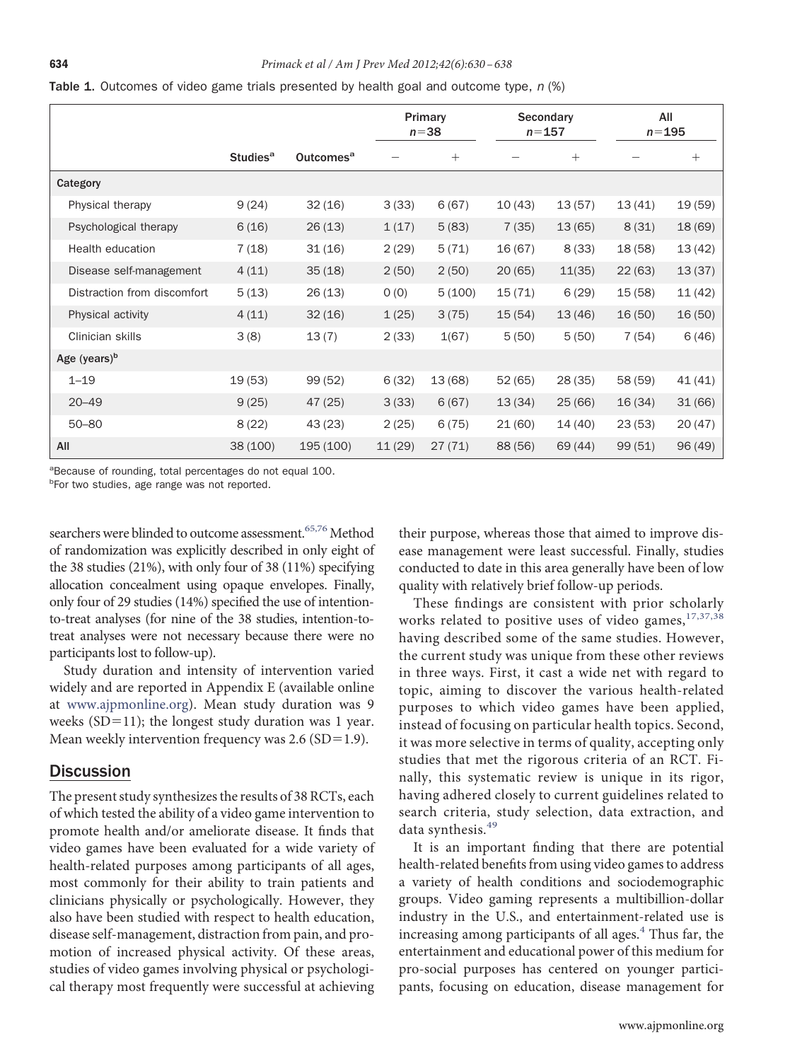**Table 1.** Outcomes of video game trials presented by health goal and outcome type, *n* (%)

| | Studies[a] | Outcomes[a] | Primary $n=38$ | | Secondary $n=157$ | | All $n=195$ | |
|---|---|---|---|---|---|---|---|---|
| | | | − | + | − | + | − | + |
| **Category** | | | | | | | | |
| Physical therapy | 9 (24) | 32 (16) | 3 (33) | 6 (67) | 10 (43) | 13 (57) | 13 (41) | 19 (59) |
| Psychological therapy | 6 (16) | 26 (13) | 1 (17) | 5 (83) | 7 (35) | 13 (65) | 8 (31) | 18 (69) |
| Health education | 7 (18) | 31 (16) | 2 (29) | 5 (71) | 16 (67) | 8 (33) | 18 (58) | 13 (42) |
| Disease self-management | 4 (11) | 35 (18) | 2 (50) | 2 (50) | 20 (65) | 11(35) | 22 (63) | 13 (37) |
| Distraction from discomfort | 5 (13) | 26 (13) | 0 (0) | 5 (100) | 15 (71) | 6 (29) | 15 (58) | 11 (42) |
| Physical activity | 4 (11) | 32 (16) | 1 (25) | 3 (75) | 15 (54) | 13 (46) | 16 (50) | 16 (50) |
| Clinician skills | 3 (8) | 13 (7) | 2 (33) | 1(67) | 5 (50) | 5 (50) | 7 (54) | 6 (46) |
| **Age (years)[b]** | | | | | | | | |
| 1–19 | 19 (53) | 99 (52) | 6 (32) | 13 (68) | 52 (65) | 28 (35) | 58 (59) | 41 (41) |
| 20–49 | 9 (25) | 47 (25) | 3 (33) | 6 (67) | 13 (34) | 25 (66) | 16 (34) | 31 (66) |
| 50–80 | 8 (22) | 43 (23) | 2 (25) | 6 (75) | 21 (60) | 14 (40) | 23 (53) | 20 (47) |
| **All** | 38 (100) | 195 (100) | 11 (29) | 27 (71) | 88 (56) | 69 (44) | 99 (51) | 96 (49) |

[a]Because of rounding, total percentages do not equal 100.
[b]For two studies, age range was not reported.

searchers were blinded to outcome assessment.[65,76] Method of randomization was explicitly described in only eight of the 38 studies (21%), with only four of 38 (11%) specifying allocation concealment using opaque envelopes. Finally, only four of 29 studies (14%) specified the use of intention-to-treat analyses (for nine of the 38 studies, intention-to-treat analyses were not necessary because there were no participants lost to follow-up).

Study duration and intensity of intervention varied widely and are reported in Appendix E (available online at www.ajpmonline.org). Mean study duration was 9 weeks (SD=11); the longest study duration was 1 year. Mean weekly intervention frequency was 2.6 (SD=1.9).

## Discussion

The present study synthesizes the results of 38 RCTs, each of which tested the ability of a video game intervention to promote health and/or ameliorate disease. It finds that video games have been evaluated for a wide variety of health-related purposes among participants of all ages, most commonly for their ability to train patients and clinicians physically or psychologically. However, they also have been studied with respect to health education, disease self-management, distraction from pain, and promotion of increased physical activity. Of these areas, studies of video games involving physical or psychological therapy most frequently were successful at achieving their purpose, whereas those that aimed to improve disease management were least successful. Finally, studies conducted to date in this area generally have been of low quality with relatively brief follow-up periods.

These findings are consistent with prior scholarly works related to positive uses of video games,[17,37,38] having described some of the same studies. However, the current study was unique from these other reviews in three ways. First, it cast a wide net with regard to topic, aiming to discover the various health-related purposes to which video games have been applied, instead of focusing on particular health topics. Second, it was more selective in terms of quality, accepting only studies that met the rigorous criteria of an RCT. Finally, this systematic review is unique in its rigor, having adhered closely to current guidelines related to search criteria, study selection, data extraction, and data synthesis.[49]

It is an important finding that there are potential health-related benefits from using video games to address a variety of health conditions and sociodemographic groups. Video gaming represents a multibillion-dollar industry in the U.S., and entertainment-related use is increasing among participants of all ages.[4] Thus far, the entertainment and educational power of this medium for pro-social purposes has centered on younger participants, focusing on education, disease management for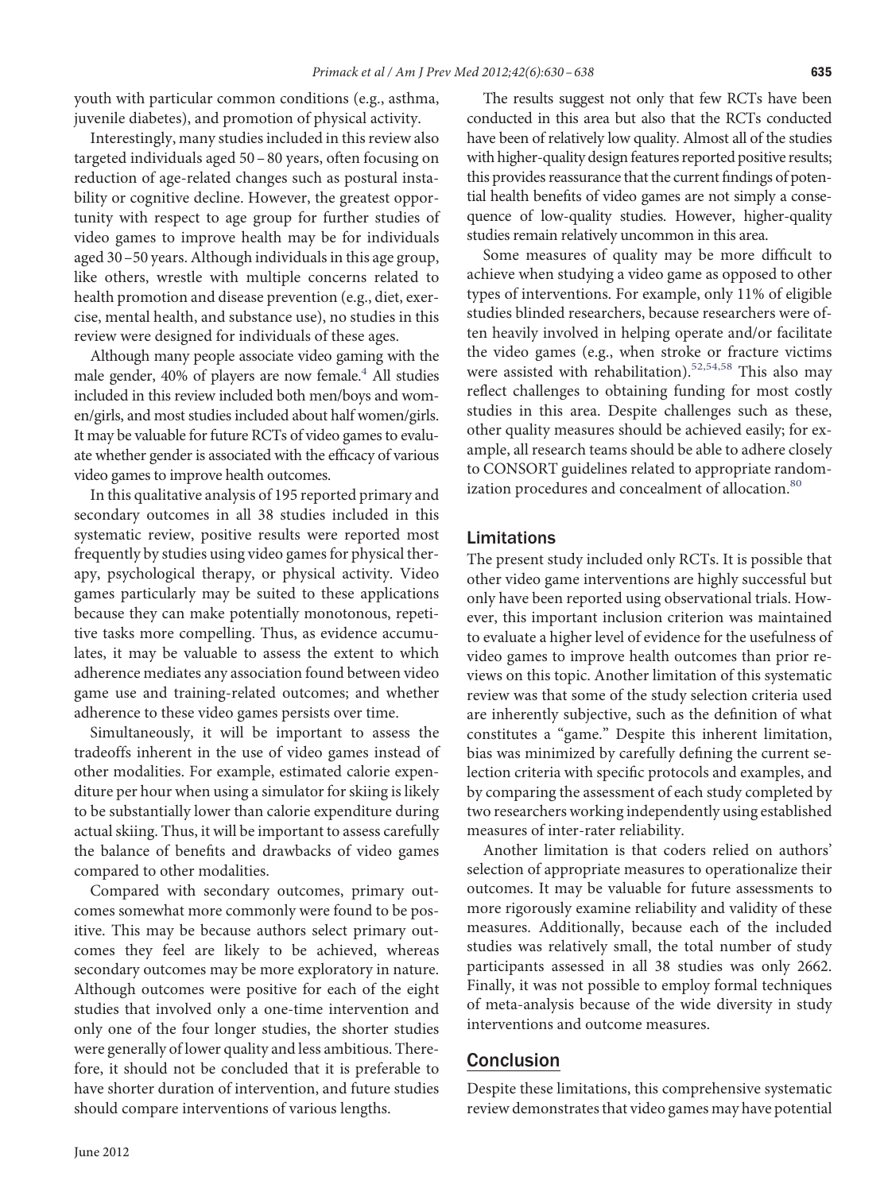youth with particular common conditions (e.g., asthma, juvenile diabetes), and promotion of physical activity.

Interestingly, many studies included in this review also targeted individuals aged 50–80 years, often focusing on reduction of age-related changes such as postural instability or cognitive decline. However, the greatest opportunity with respect to age group for further studies of video games to improve health may be for individuals aged 30–50 years. Although individuals in this age group, like others, wrestle with multiple concerns related to health promotion and disease prevention (e.g., diet, exercise, mental health, and substance use), no studies in this review were designed for individuals of these ages.

Although many people associate video gaming with the male gender, 40% of players are now female.[4] All studies included in this review included both men/boys and women/girls, and most studies included about half women/girls. It may be valuable for future RCTs of video games to evaluate whether gender is associated with the efficacy of various video games to improve health outcomes.

In this qualitative analysis of 195 reported primary and secondary outcomes in all 38 studies included in this systematic review, positive results were reported most frequently by studies using video games for physical therapy, psychological therapy, or physical activity. Video games particularly may be suited to these applications because they can make potentially monotonous, repetitive tasks more compelling. Thus, as evidence accumulates, it may be valuable to assess the extent to which adherence mediates any association found between video game use and training-related outcomes; and whether adherence to these video games persists over time.

Simultaneously, it will be important to assess the tradeoffs inherent in the use of video games instead of other modalities. For example, estimated calorie expenditure per hour when using a simulator for skiing is likely to be substantially lower than calorie expenditure during actual skiing. Thus, it will be important to assess carefully the balance of benefits and drawbacks of video games compared to other modalities.

Compared with secondary outcomes, primary outcomes somewhat more commonly were found to be positive. This may be because authors select primary outcomes they feel are likely to be achieved, whereas secondary outcomes may be more exploratory in nature. Although outcomes were positive for each of the eight studies that involved only a one-time intervention and only one of the four longer studies, the shorter studies were generally of lower quality and less ambitious. Therefore, it should not be concluded that it is preferable to have shorter duration of intervention, and future studies should compare interventions of various lengths.

The results suggest not only that few RCTs have been conducted in this area but also that the RCTs conducted have been of relatively low quality. Almost all of the studies with higher-quality design features reported positive results; this provides reassurance that the current findings of potential health benefits of video games are not simply a consequence of low-quality studies. However, higher-quality studies remain relatively uncommon in this area.

Some measures of quality may be more difficult to achieve when studying a video game as opposed to other types of interventions. For example, only 11% of eligible studies blinded researchers, because researchers were often heavily involved in helping operate and/or facilitate the video games (e.g., when stroke or fracture victims were assisted with rehabilitation).[52,54,58] This also may reflect challenges to obtaining funding for most costly studies in this area. Despite challenges such as these, other quality measures should be achieved easily; for example, all research teams should be able to adhere closely to CONSORT guidelines related to appropriate randomization procedures and concealment of allocation.[80]

### Limitations

The present study included only RCTs. It is possible that other video game interventions are highly successful but only have been reported using observational trials. However, this important inclusion criterion was maintained to evaluate a higher level of evidence for the usefulness of video games to improve health outcomes than prior reviews on this topic. Another limitation of this systematic review was that some of the study selection criteria used are inherently subjective, such as the definition of what constitutes a "game." Despite this inherent limitation, bias was minimized by carefully defining the current selection criteria with specific protocols and examples, and by comparing the assessment of each study completed by two researchers working independently using established measures of inter-rater reliability.

Another limitation is that coders relied on authors' selection of appropriate measures to operationalize their outcomes. It may be valuable for future assessments to more rigorously examine reliability and validity of these measures. Additionally, because each of the included studies was relatively small, the total number of study participants assessed in all 38 studies was only 2662. Finally, it was not possible to employ formal techniques of meta-analysis because of the wide diversity in study interventions and outcome measures.

## Conclusion

Despite these limitations, this comprehensive systematic review demonstrates that video games may have potential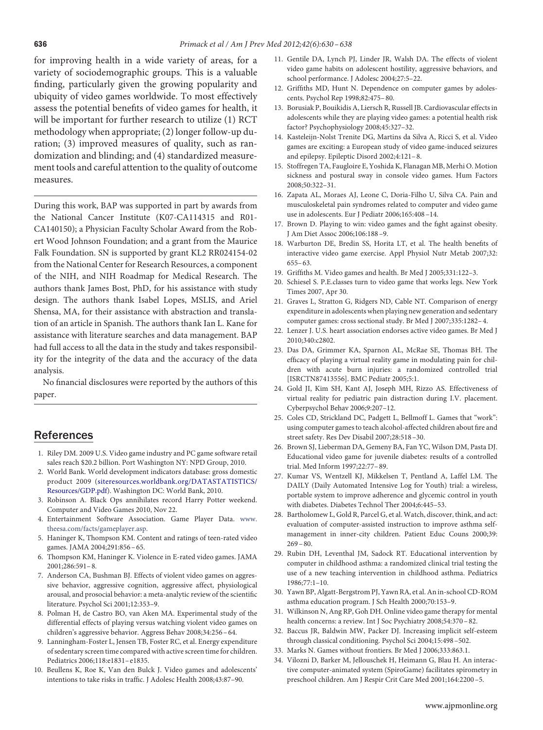for improving health in a wide variety of areas, for a variety of sociodemographic groups. This is a valuable finding, particularly given the growing popularity and ubiquity of video games worldwide. To most effectively assess the potential benefits of video games for health, it will be important for further research to utilize (1) RCT methodology when appropriate; (2) longer follow-up duration; (3) improved measures of quality, such as randomization and blinding; and (4) standardized measurement tools and careful attention to the quality of outcome measures.

---

During this work, BAP was supported in part by awards from the National Cancer Institute (K07-CA114315 and R01-CA140150); a Physician Faculty Scholar Award from the Robert Wood Johnson Foundation; and a grant from the Maurice Falk Foundation. SN is supported by grant KL2 RR024154-02 from the National Center for Research Resources, a component of the NIH, and NIH Roadmap for Medical Research. The authors thank James Bost, PhD, for his assistance with study design. The authors thank Isabel Lopes, MSLIS, and Ariel Shensa, MA, for their assistance with abstraction and translation of an article in Spanish. The authors thank Ian L. Kane for assistance with literature searches and data management. BAP had full access to all the data in the study and takes responsibility for the integrity of the data and the accuracy of the data analysis.

No financial disclosures were reported by the authors of this paper.

---

## References

1. Riley DM. 2009 U.S. Video game industry and PC game software retail sales reach $20.2 billion. Port Washington NY: NPD Group, 2010.
2. World Bank. World development indicators database: gross domestic product 2009 (siteresources.worldbank.org/DATASTATISTICS/Resources/GDP.pdf). Washington DC: World Bank, 2010.
3. Robinson A. Black Ops annihilates record Harry Potter weekend. Computer and Video Games 2010, Nov 22.
4. Entertainment Software Association. Game Player Data. www.theesa.com/facts/gameplayer.asp.
5. Haninger K, Thompson KM. Content and ratings of teen-rated video games. JAMA 2004;291:856–65.
6. Thompson KM, Haninger K. Violence in E-rated video games. JAMA 2001;286:591–8.
7. Anderson CA, Bushman BJ. Effects of violent video games on aggressive behavior, aggressive cognition, aggressive affect, physiological arousal, and prosocial behavior: a meta-analytic review of the scientific literature. Psychol Sci 2001;12:353–9.
8. Polman H, de Castro BO, van Aken MA. Experimental study of the differential effects of playing versus watching violent video games on children's aggressive behavior. Aggress Behav 2008;34:256–64.
9. Lanningham-Foster L, Jensen TB, Foster RC, et al. Energy expenditure of sedentary screen time compared with active screen time for children. Pediatrics 2006;118:e1831–e1835.
10. Beullens K, Roe K, Van den Bulck J. Video games and adolescents' intentions to take risks in traffic. J Adolesc Health 2008;43:87–90.
11. Gentile DA, Lynch PJ, Linder JR, Walsh DA. The effects of violent video game habits on adolescent hostility, aggressive behaviors, and school performance. J Adolesc 2004;27:5–22.
12. Griffiths MD, Hunt N. Dependence on computer games by adolescents. Psychol Rep 1998;82:475–80.
13. Borusiak P, Bouikidis A, Liersch R, Russell JB. Cardiovascular effects in adolescents while they are playing video games: a potential health risk factor? Psychophysiology 2008;45:327–32.
14. Kasteleijn-Nolst Trenite DG, Martins da Silva A, Ricci S, et al. Video games are exciting: a European study of video game-induced seizures and epilepsy. Epileptic Disord 2002;4:121–8.
15. Stoffregen TA, Faugloire E, Yoshida K, Flanagan MB, Merhi O. Motion sickness and postural sway in console video games. Hum Factors 2008;50:322–31.
16. Zapata AL, Moraes AJ, Leone C, Doria-Filho U, Silva CA. Pain and musculoskeletal pain syndromes related to computer and video game use in adolescents. Eur J Pediatr 2006;165:408–14.
17. Brown D. Playing to win: video games and the fight against obesity. J Am Diet Assoc 2006;106:188–9.
18. Warburton DE, Bredin SS, Horita LT, et al. The health benefits of interactive video game exercise. Appl Physiol Nutr Metab 2007;32:655–63.
19. Griffiths M. Video games and health. Br Med J 2005;331:122–3.
20. Schiesel S. P.E.classes turn to video game that works legs. New York Times 2007, Apr 30.
21. Graves L, Stratton G, Ridgers ND, Cable NT. Comparison of energy expenditure in adolescents when playing new generation and sedentary computer games: cross sectional study. Br Med J 2007;335:1282–4.
22. Lenzer J. U.S. heart association endorses active video games. Br Med J 2010;340:c2802.
23. Das DA, Grimmer KA, Sparnon AL, McRae SE, Thomas BH. The efficacy of playing a virtual reality game in modulating pain for children with acute burn injuries: a randomized controlled trial [ISRCTN87413556]. BMC Pediatr 2005;5:1.
24. Gold JI, Kim SH, Kant AJ, Joseph MH, Rizzo AS. Effectiveness of virtual reality for pediatric pain distraction during I.V. placement. Cyberpsychol Behav 2006;9:207–12.
25. Coles CD, Strickland DC, Padgett L, Bellmoff L. Games that "work": using computer games to teach alcohol-affected children about fire and street safety. Res Dev Disabil 2007;28:518–30.
26. Brown SJ, Lieberman DA, Gemeny BA, Fan YC, Wilson DM, Pasta DJ. Educational video game for juvenile diabetes: results of a controlled trial. Med Inform 1997;22:77–89.
27. Kumar VS, Wentzell KJ, Mikkelsen T, Pentland A, Laffel LM. The DAILY (Daily Automated Intensive Log for Youth) trial: a wireless, portable system to improve adherence and glycemic control in youth with diabetes. Diabetes Technol Ther 2004;6:445–53.
28. Bartholomew L, Gold R, Parcel G, et al. Watch, discover, think, and act: evaluation of computer-assisted instruction to improve asthma self-management in inner-city children. Patient Educ Couns 2000;39:269–80.
29. Rubin DH, Leventhal JM, Sadock RT. Educational intervention by computer in childhood asthma: a randomized clinical trial testing the use of a new teaching intervention in childhood asthma. Pediatrics 1986;77:1–10.
30. Yawn BP, Algatt-Bergstrom PJ, Yawn RA, et al. An in-school CD-ROM asthma education program. J Sch Health 2000;70:153–9.
31. Wilkinson N, Ang RP, Goh DH. Online video game therapy for mental health concerns: a review. Int J Soc Psychiatry 2008;54:370–82.
32. Baccus JR, Baldwin MW, Packer DJ. Increasing implicit self-esteem through classical conditioning. Psychol Sci 2004;15:498–502.
33. Marks N. Games without frontiers. Br Med J 2006;333:863.1.
34. Vilozni D, Barker M, Jellouschek H, Heimann G, Blau H. An interactive computer-animated system (SpiroGame) facilitates spirometry in preschool children. Am J Respir Crit Care Med 2001;164:2200–5.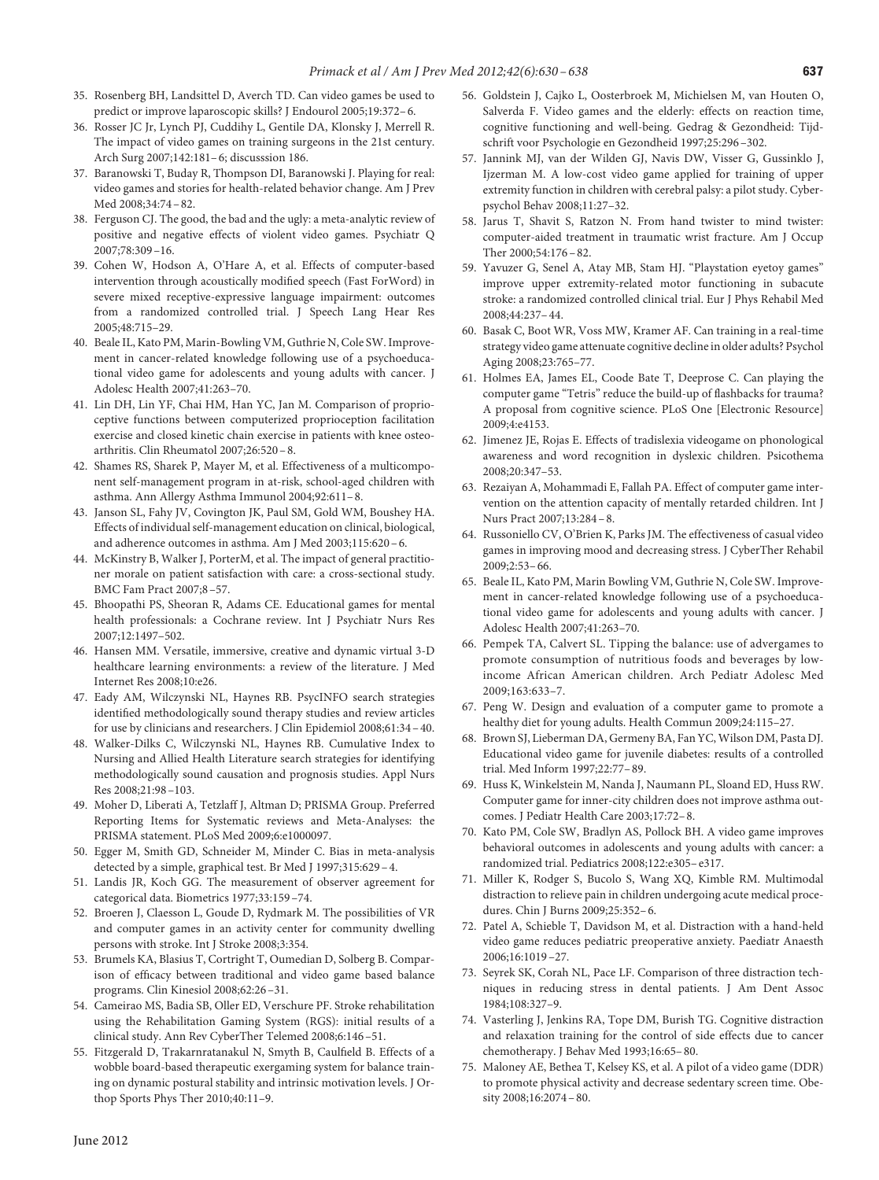35. Rosenberg BH, Landsittel D, Averch TD. Can video games be used to predict or improve laparoscopic skills? J Endourol 2005;19:372–6.
36. Rosser JC Jr, Lynch PJ, Cuddihy L, Gentile DA, Klonsky J, Merrell R. The impact of video games on training surgeons in the 21st century. Arch Surg 2007;142:181–6; discusssion 186.
37. Baranowski T, Buday R, Thompson DI, Baranowski J. Playing for real: video games and stories for health-related behavior change. Am J Prev Med 2008;34:74–82.
38. Ferguson CJ. The good, the bad and the ugly: a meta-analytic review of positive and negative effects of violent video games. Psychiatr Q 2007;78:309–16.
39. Cohen W, Hodson A, O'Hare A, et al. Effects of computer-based intervention through acoustically modified speech (Fast ForWord) in severe mixed receptive-expressive language impairment: outcomes from a randomized controlled trial. J Speech Lang Hear Res 2005;48:715–29.
40. Beale IL, Kato PM, Marin-Bowling VM, Guthrie N, Cole SW. Improvement in cancer-related knowledge following use of a psychoeducational video game for adolescents and young adults with cancer. J Adolesc Health 2007;41:263–70.
41. Lin DH, Lin YF, Chai HM, Han YC, Jan M. Comparison of proprioceptive functions between computerized proprioception facilitation exercise and closed kinetic chain exercise in patients with knee osteoarthritis. Clin Rheumatol 2007;26:520–8.
42. Shames RS, Sharek P, Mayer M, et al. Effectiveness of a multicomponent self-management program in at-risk, school-aged children with asthma. Ann Allergy Asthma Immunol 2004;92:611–8.
43. Janson SL, Fahy JV, Covington JK, Paul SM, Gold WM, Boushey HA. Effects of individual self-management education on clinical, biological, and adherence outcomes in asthma. Am J Med 2003;115:620–6.
44. McKinstry B, Walker J, PorterM, et al. The impact of general practitioner morale on patient satisfaction with care: a cross-sectional study. BMC Fam Pract 2007;8–57.
45. Bhoopathi PS, Sheoran R, Adams CE. Educational games for mental health professionals: a Cochrane review. Int J Psychiatr Nurs Res 2007;12:1497–502.
46. Hansen MM. Versatile, immersive, creative and dynamic virtual 3-D healthcare learning environments: a review of the literature. J Med Internet Res 2008;10:e26.
47. Eady AM, Wilczynski NL, Haynes RB. PsycINFO search strategies identified methodologically sound therapy studies and review articles for use by clinicians and researchers. J Clin Epidemiol 2008;61:34–40.
48. Walker-Dilks C, Wilczynski NL, Haynes RB. Cumulative Index to Nursing and Allied Health Literature search strategies for identifying methodologically sound causation and prognosis studies. Appl Nurs Res 2008;21:98–103.
49. Moher D, Liberati A, Tetzlaff J, Altman D; PRISMA Group. Preferred Reporting Items for Systematic reviews and Meta-Analyses: the PRISMA statement. PLoS Med 2009;6:e1000097.
50. Egger M, Smith GD, Schneider M, Minder C. Bias in meta-analysis detected by a simple, graphical test. Br Med J 1997;315:629–4.
51. Landis JR, Koch GG. The measurement of observer agreement for categorical data. Biometrics 1977;33:159–74.
52. Broeren J, Claesson L, Goude D, Rydmark M. The possibilities of VR and computer games in an activity center for community dwelling persons with stroke. Int J Stroke 2008;3:354.
53. Brumels KA, Blasius T, Cortright T, Oumedian D, Solberg B. Comparison of efficacy between traditional and video game based balance programs. Clin Kinesiol 2008;62:26–31.
54. Cameirao MS, Badia SB, Oller ED, Verschure PF. Stroke rehabilitation using the Rehabilitation Gaming System (RGS): initial results of a clinical study. Ann Rev CyberTher Telemed 2008;6:146–51.
55. Fitzgerald D, Trakarnratanakul N, Smyth B, Caulfield B. Effects of a wobble board-based therapeutic exergaming system for balance training on dynamic postural stability and intrinsic motivation levels. J Orthop Sports Phys Ther 2010;40:11–9.
56. Goldstein J, Cajko L, Oosterbroek M, Michielsen M, van Houten O, Salverda F. Video games and the elderly: effects on reaction time, cognitive functioning and well-being. Gedrag & Gezondheid: Tijdschrift voor Psychologie en Gezondheid 1997;25:296–302.
57. Jannink MJ, van der Wilden GJ, Navis DW, Visser G, Gussinklo J, Ijzerman M. A low-cost video game applied for training of upper extremity function in children with cerebral palsy: a pilot study. Cyberpsychol Behav 2008;11:27–32.
58. Jarus T, Shavit S, Ratzon N. From hand twister to mind twister: computer-aided treatment in traumatic wrist fracture. Am J Occup Ther 2000;54:176–82.
59. Yavuzer G, Senel A, Atay MB, Stam HJ. "Playstation eyetoy games" improve upper extremity-related motor functioning in subacute stroke: a randomized controlled clinical trial. Eur J Phys Rehabil Med 2008;44:237–44.
60. Basak C, Boot WR, Voss MW, Kramer AF. Can training in a real-time strategy video game attenuate cognitive decline in older adults? Psychol Aging 2008;23:765–77.
61. Holmes EA, James EL, Coode Bate T, Deeprose C. Can playing the computer game "Tetris" reduce the build-up of flashbacks for trauma? A proposal from cognitive science. PLoS One [Electronic Resource] 2009;4:e4153.
62. Jimenez JE, Rojas E. Effects of tradislexia videogame on phonological awareness and word recognition in dyslexic children. Psicothema 2008;20:347–53.
63. Rezaiyan A, Mohammadi E, Fallah PA. Effect of computer game intervention on the attention capacity of mentally retarded children. Int J Nurs Pract 2007;13:284–8.
64. Russoniello CV, O'Brien K, Parks JM. The effectiveness of casual video games in improving mood and decreasing stress. J CyberTher Rehabil 2009;2:53–66.
65. Beale IL, Kato PM, Marin Bowling VM, Guthrie N, Cole SW. Improvement in cancer-related knowledge following use of a psychoeducational video game for adolescents and young adults with cancer. J Adolesc Health 2007;41:263–70.
66. Pempek TA, Calvert SL. Tipping the balance: use of advergames to promote consumption of nutritious foods and beverages by low-income African American children. Arch Pediatr Adolesc Med 2009;163:633–7.
67. Peng W. Design and evaluation of a computer game to promote a healthy diet for young adults. Health Commun 2009;24:115–27.
68. Brown SJ, Lieberman DA, Germeny BA, Fan YC, Wilson DM, Pasta DJ. Educational video game for juvenile diabetes: results of a controlled trial. Med Inform 1997;22:77–89.
69. Huss K, Winkelstein M, Nanda J, Naumann PL, Sloand ED, Huss RW. Computer game for inner-city children does not improve asthma outcomes. J Pediatr Health Care 2003;17:72–8.
70. Kato PM, Cole SW, Bradlyn AS, Pollock BH. A video game improves behavioral outcomes in adolescents and young adults with cancer: a randomized trial. Pediatrics 2008;122:e305–e317.
71. Miller K, Rodger S, Bucolo S, Wang XQ, Kimble RM. Multimodal distraction to relieve pain in children undergoing acute medical procedures. Chin J Burns 2009;25:352–6.
72. Patel A, Schieble T, Davidson M, et al. Distraction with a hand-held video game reduces pediatric preoperative anxiety. Paediatr Anaesth 2006;16:1019–27.
73. Seyrek SK, Corah NL, Pace LF. Comparison of three distraction techniques in reducing stress in dental patients. J Am Dent Assoc 1984;108:327–9.
74. Vasterling J, Jenkins RA, Tope DM, Burish TG. Cognitive distraction and relaxation training for the control of side effects due to cancer chemotherapy. J Behav Med 1993;16:65–80.
75. Maloney AE, Bethea T, Kelsey KS, et al. A pilot of a video game (DDR) to promote physical activity and decrease sedentary screen time. Obesity 2008;16:2074–80.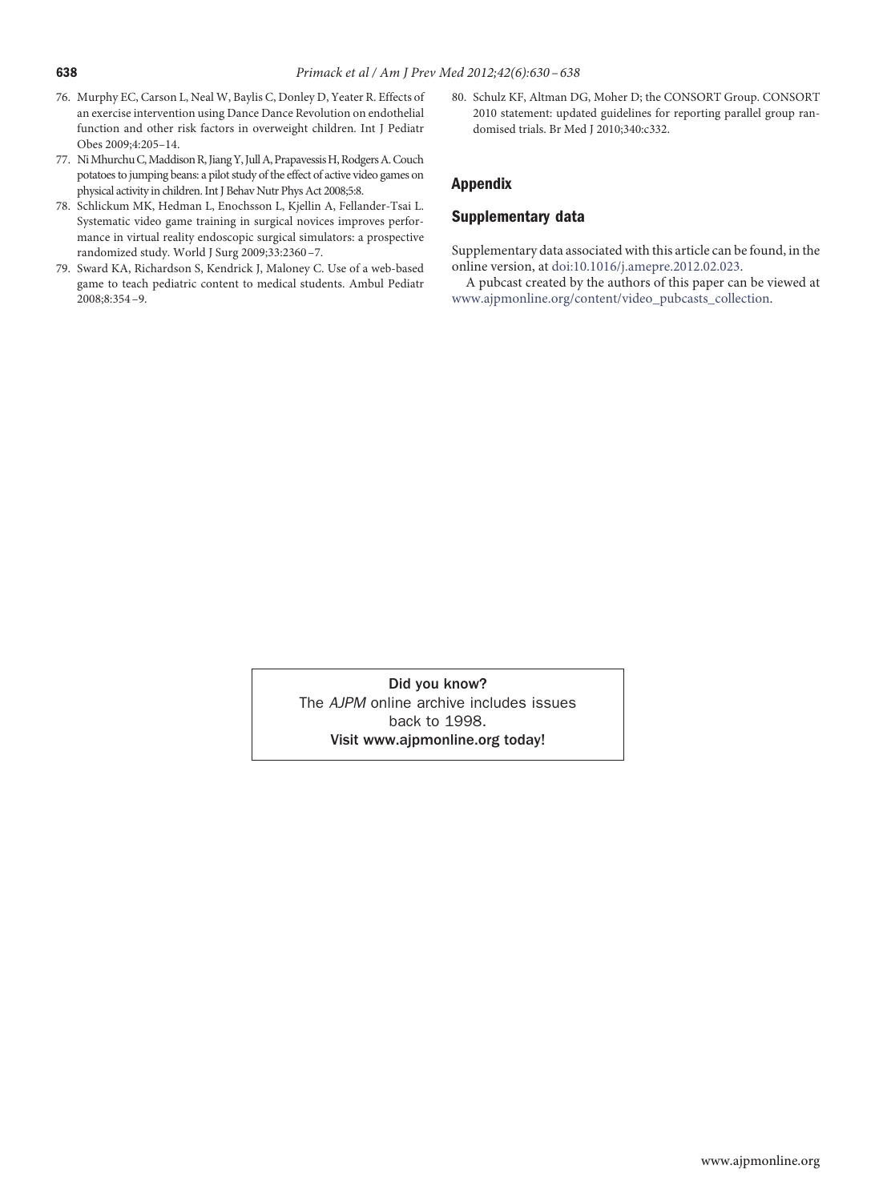76. Murphy EC, Carson L, Neal W, Baylis C, Donley D, Yeater R. Effects of an exercise intervention using Dance Dance Revolution on endothelial function and other risk factors in overweight children. Int J Pediatr Obes 2009;4:205–14.
77. Ni Mhurchu C, Maddison R, Jiang Y, Jull A, Prapavessis H, Rodgers A. Couch potatoes to jumping beans: a pilot study of the effect of active video games on physical activity in children. Int J Behav Nutr Phys Act 2008;5:8.
78. Schlickum MK, Hedman L, Enochsson L, Kjellin A, Fellander-Tsai L. Systematic video game training in surgical novices improves performance in virtual reality endoscopic surgical simulators: a prospective randomized study. World J Surg 2009;33:2360–7.
79. Sward KA, Richardson S, Kendrick J, Maloney C. Use of a web-based game to teach pediatric content to medical students. Ambul Pediatr 2008;8:354–9.
80. Schulz KF, Altman DG, Moher D; the CONSORT Group. CONSORT 2010 statement: updated guidelines for reporting parallel group randomised trials. Br Med J 2010;340:c332.

## Appendix

### Supplementary data

Supplementary data associated with this article can be found, in the online version, at doi:10.1016/j.amepre.2012.02.023.

A pubcast created by the authors of this paper can be viewed at www.ajpmonline.org/content/video_pubcasts_collection.

**Did you know?**
The *AJPM* online archive includes issues back to 1998.
**Visit www.ajpmonline.org today!**